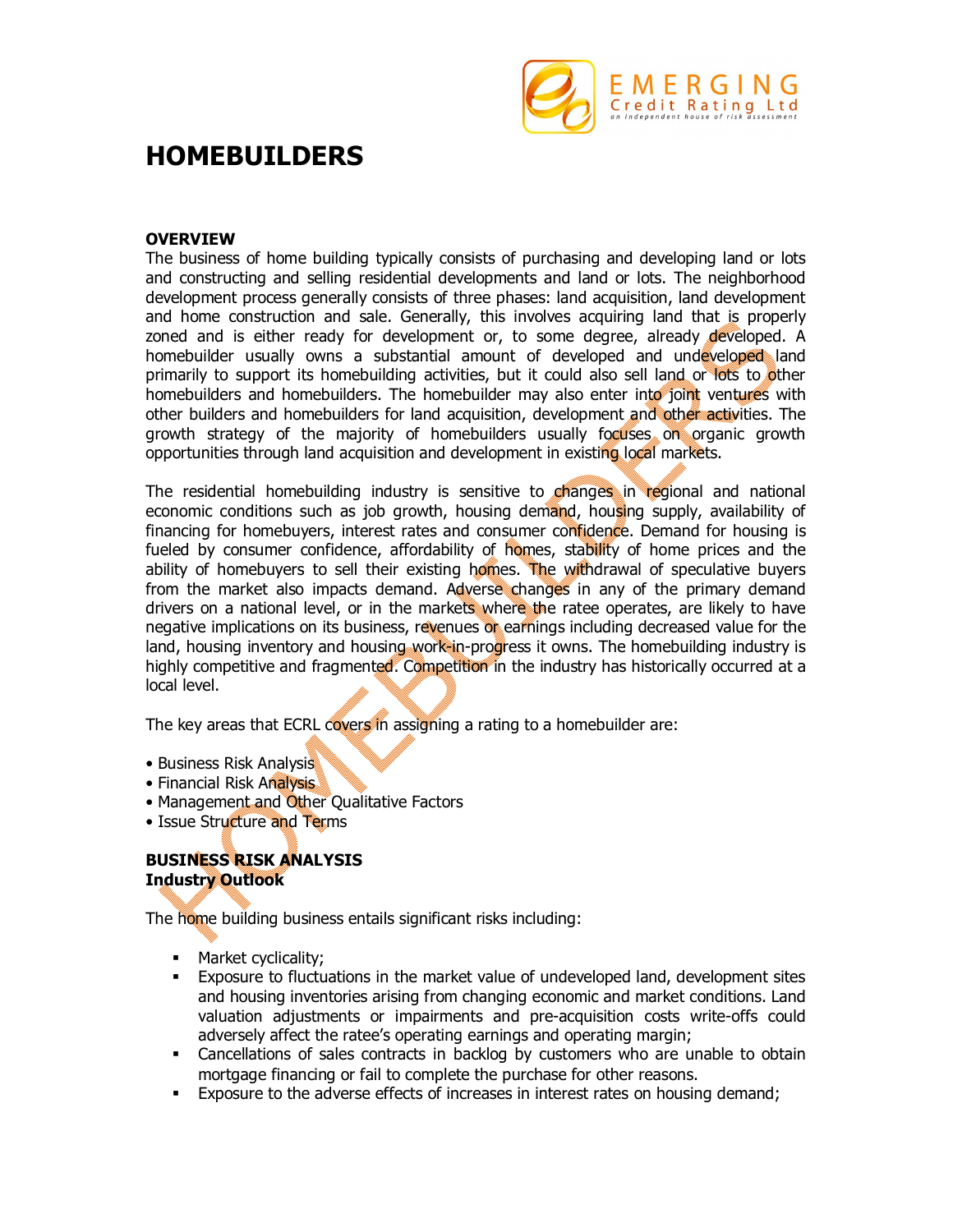# HOMEBUILDERS

## OVERVIEW

The business of home building typically consists of purchasing and developing land or lots and constructing and selling residential developments and land or lots. The neighborhood development process generally consists of three phases: land acquisition, land development and home construction and sale. Generally, this involves acquiring land that is properly zoned and is either ready for development or, to some degree, already developed. A homebuilder usually owns a substantial amount of developed and undeveloped land primarily to support its homebuilding activities, but it could also sell land or lots to other homebuilders and homebuilders. The homebuilder may also enter into joint ventures with other builders and homebuilders for land acquisition, development and other activities. The growth strategy of the majority of homebuilders usually focuses on organic growth opportunities through land acquisition and development in existing local markets.

The residential homebuilding industry is sensitive to changes in regional and national economic conditions such as job growth, housing demand, housing supply, availability of financing for homebuyers, interest rates and consumer confidence. Demand for housing is fueled by consumer confidence, affordability of homes, stability of home prices and the ability of homebuyers to sell their existing homes. The withdrawal of speculative buyers from the market also impacts demand. Adverse changes in any of the primary demand drivers on a national level, or in the markets where the ratee operates, are likely to have negative implications on its business, revenues or earnings including decreased value for the land, housing inventory and housing work-in-progress it owns. The homebuilding industry is highly competitive and fragmented. Competition in the industry has historically occurred at a local level.

The key areas that ECRL covers in assigning a rating to a homebuilder are:

- Business Risk Analysis
- Financial Risk Analysis
- Management and Other Qualitative Factors
- Issue Structure and Terms

## BUSINESS RISK ANALYSIS

### Industry Outlook

The home building business entails significant risks including:

- Market cyclicality;
- Exposure to fluctuations in the market value of undeveloped land, development sites and housing inventories arising from changing economic and market conditions. Land valuation adjustments or impairments and pre-acquisition costs write-offs could adversely affect the ratee's operating earnings and operating margin;
- Cancellations of sales contracts in backlog by customers who are unable to obtain mortgage financing or fail to complete the purchase for other reasons.
- Exposure to the adverse effects of increases in interest rates on housing demand;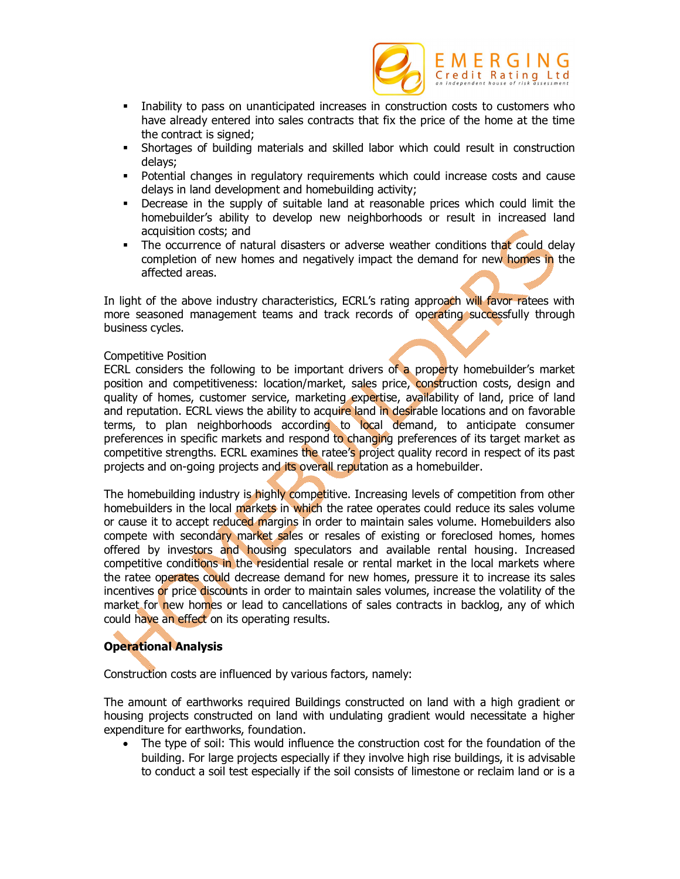- Inability to pass on unanticipated increases in construction costs to customers who have already entered into sales contracts that fix the price of the home at the time the contract is signed;
- Shortages of building materials and skilled labor which could result in construction delays;
- Potential changes in regulatory requirements which could increase costs and cause delays in land development and homebuilding activity;
- Decrease in the supply of suitable land at reasonable prices which could limit the homebuilder's ability to develop new neighborhoods or result in increased land acquisition costs; and
- The occurrence of natural disasters or adverse weather conditions that could delay completion of new homes and negatively impact the demand for new homes in the affected areas.

In light of the above industry characteristics, ECRL's rating approach will favor ratees with more seasoned management teams and track records of operating successfully through business cycles.

Competitive Position

ECRL considers the following to be important drivers of a property homebuilder's market position and competitiveness: location/market, sales price, construction costs, design and quality of homes, customer service, marketing expertise, availability of land, price of land and reputation. ECRL views the ability to acquire land in desirable locations and on favorable terms, to plan neighborhoods according to local demand, to anticipate consumer preferences in specific markets and respond to changing preferences of its target market as competitive strengths. ECRL examines the ratee's project quality record in respect of its past projects and on-going projects and its overall reputation as a homebuilder.

The homebuilding industry is highly competitive. Increasing levels of competition from other homebuilders in the local markets in which the ratee operates could reduce its sales volume or cause it to accept reduced margins in order to maintain sales volume. Homebuilders also compete with secondary market sales or resales of existing or foreclosed homes, homes offered by investors and housing speculators and available rental housing. Increased competitive conditions in the residential resale or rental market in the local markets where the ratee operates could decrease demand for new homes, pressure it to increase its sales incentives or price discounts in order to maintain sales volumes, increase the volatility of the market for new homes or lead to cancellations of sales contracts in backlog, any of which could have an effect on its operating results.

**Operational Analysis**

Construction costs are influenced by various factors, namely:

The amount of earthworks required Buildings constructed on land with a high gradient or housing projects constructed on land with undulating gradient would necessitate a higher expenditure for earthworks, foundation.

- The type of soil: This would influence the construction cost for the foundation of the building. For large projects especially if they involve high rise buildings, it is advisable to conduct a soil test especially if the soil consists of limestone or reclaim land or is a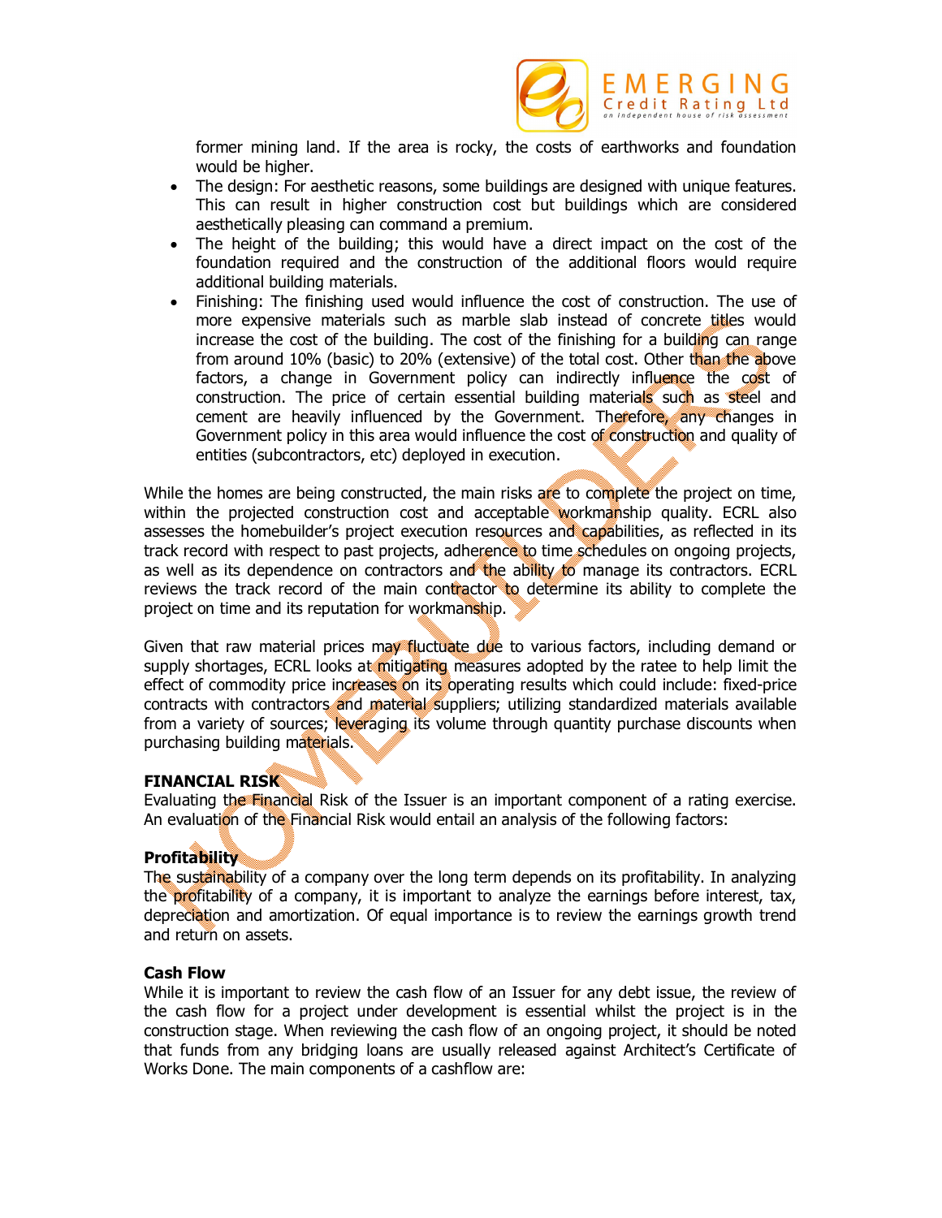former mining land. If the area is rocky, the costs of earthworks and foundation would be higher.

- The design: For aesthetic reasons, some buildings are designed with unique features. This can result in higher construction cost but buildings which are considered aesthetically pleasing can command a premium.
- The height of the building; this would have a direct impact on the cost of the foundation required and the construction of the additional floors would require additional building materials.
- Finishing: The finishing used would influence the cost of construction. The use of more expensive materials such as marble slab instead of concrete titles would increase the cost of the building. The cost of the finishing for a building can range from around 10% (basic) to 20% (extensive) of the total cost. Other than the above factors, a change in Government policy can indirectly influence the cost of construction. The price of certain essential building materials such as steel and cement are heavily influenced by the Government. Therefore, any changes in Government policy in this area would influence the cost of construction and quality of entities (subcontractors, etc) deployed in execution.

While the homes are being constructed, the main risks are to complete the project on time, within the projected construction cost and acceptable workmanship quality. ECRL also assesses the homebuilder's project execution resources and capabilities, as reflected in its track record with respect to past projects, adherence to time schedules on ongoing projects, as well as its dependence on contractors and the ability to manage its contractors. ECRL reviews the track record of the main contractor to determine its ability to complete the project on time and its reputation for workmanship.

Given that raw material prices may fluctuate due to various factors, including demand or supply shortages, ECRL looks at mitigating measures adopted by the ratee to help limit the effect of commodity price increases on its operating results which could include: fixed-price contracts with contractors and material suppliers; utilizing standardized materials available from a variety of sources; leveraging its volume through quantity purchase discounts when purchasing building materials.

**FINANCIAL RISK**

Evaluating the Financial Risk of the Issuer is an important component of a rating exercise. An evaluation of the Financial Risk would entail an analysis of the following factors:

**Profitability**

The sustainability of a company over the long term depends on its profitability. In analyzing the profitability of a company, it is important to analyze the earnings before interest, tax, depreciation and amortization. Of equal importance is to review the earnings growth trend and return on assets.

**Cash Flow**

While it is important to review the cash flow of an Issuer for any debt issue, the review of the cash flow for a project under development is essential whilst the project is in the construction stage. When reviewing the cash flow of an ongoing project, it should be noted that funds from any bridging loans are usually released against Architect's Certificate of Works Done. The main components of a cashflow are: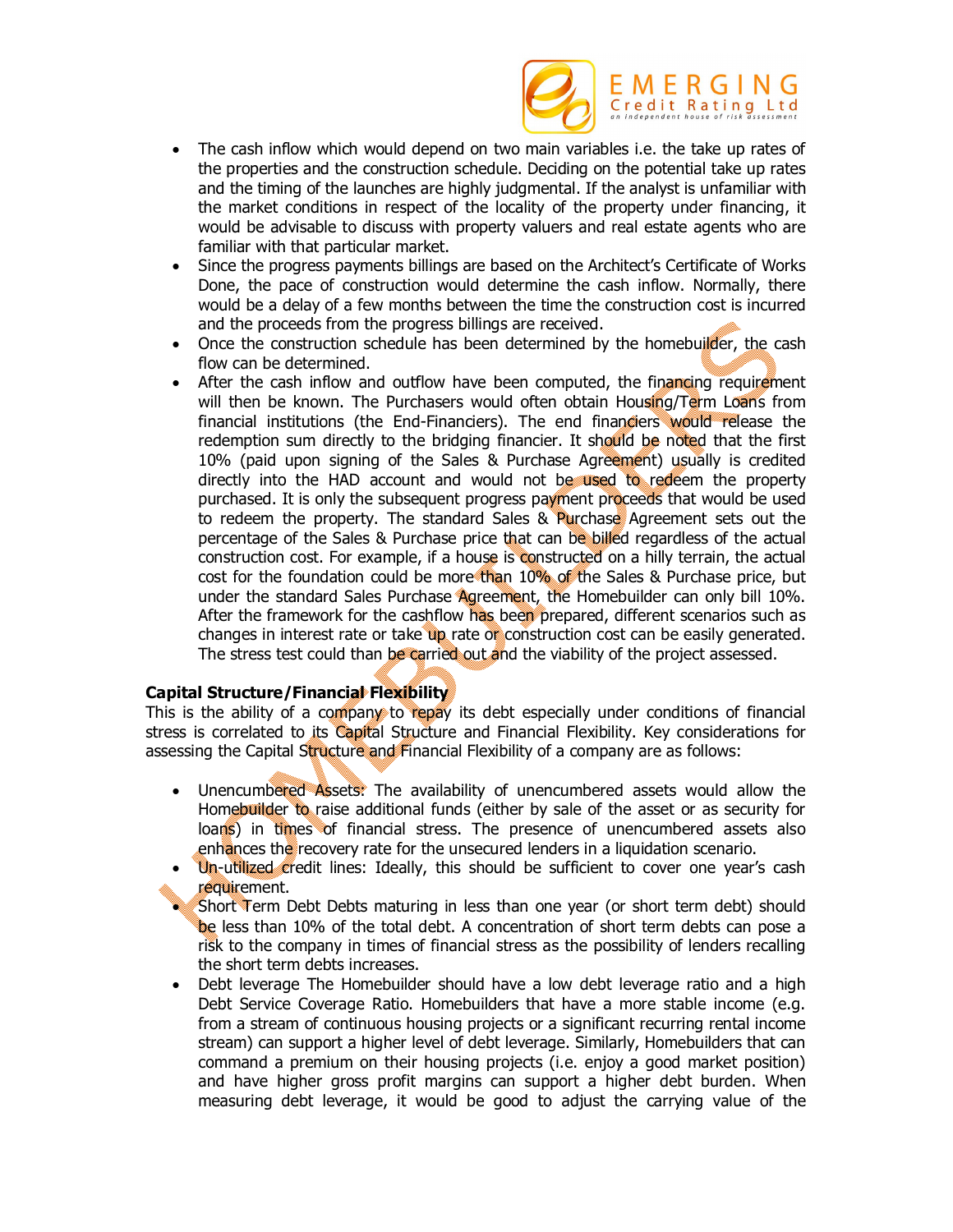- The cash inflow which would depend on two main variables i.e. the take up rates of the properties and the construction schedule. Deciding on the potential take up rates and the timing of the launches are highly judgmental. If the analyst is unfamiliar with the market conditions in respect of the locality of the property under financing, it would be advisable to discuss with property valuers and real estate agents who are familiar with that particular market.
- Since the progress payments billings are based on the Architect's Certificate of Works Done, the pace of construction would determine the cash inflow. Normally, there would be a delay of a few months between the time the construction cost is incurred and the proceeds from the progress billings are received.
- Once the construction schedule has been determined by the homebuilder, the cash flow can be determined.
- After the cash inflow and outflow have been computed, the financing requirement will then be known. The Purchasers would often obtain Housing/Term Loans from financial institutions (the End-Financiers). The end financiers would release the redemption sum directly to the bridging financier. It should be noted that the first 10% (paid upon signing of the Sales & Purchase Agreement) usually is credited directly into the HAD account and would not be used to redeem the property purchased. It is only the subsequent progress payment proceeds that would be used to redeem the property. The standard Sales & Purchase Agreement sets out the percentage of the Sales & Purchase price that can be billed regardless of the actual construction cost. For example, if a house is constructed on a hilly terrain, the actual cost for the foundation could be more than 10% of the Sales & Purchase price, but under the standard Sales Purchase Agreement, the Homebuilder can only bill 10%. After the framework for the cashflow has been prepared, different scenarios such as changes in interest rate or take up rate or construction cost can be easily generated. The stress test could than be carried out and the viability of the project assessed.

**Capital Structure/Financial Flexibility**
This is the ability of a company to repay its debt especially under conditions of financial stress is correlated to its Capital Structure and Financial Flexibility. Key considerations for assessing the Capital Structure and Financial Flexibility of a company are as follows:

- Unencumbered Assets: The availability of unencumbered assets would allow the Homebuilder to raise additional funds (either by sale of the asset or as security for loans) in times of financial stress. The presence of unencumbered assets also enhances the recovery rate for the unsecured lenders in a liquidation scenario.
- Un-utilized credit lines: Ideally, this should be sufficient to cover one year's cash requirement.
- Short Term Debt Debts maturing in less than one year (or short term debt) should be less than 10% of the total debt. A concentration of short term debts can pose a risk to the company in times of financial stress as the possibility of lenders recalling the short term debts increases.
- Debt leverage The Homebuilder should have a low debt leverage ratio and a high Debt Service Coverage Ratio. Homebuilders that have a more stable income (e.g. from a stream of continuous housing projects or a significant recurring rental income stream) can support a higher level of debt leverage. Similarly, Homebuilders that can command a premium on their housing projects (i.e. enjoy a good market position) and have higher gross profit margins can support a higher debt burden. When measuring debt leverage, it would be good to adjust the carrying value of the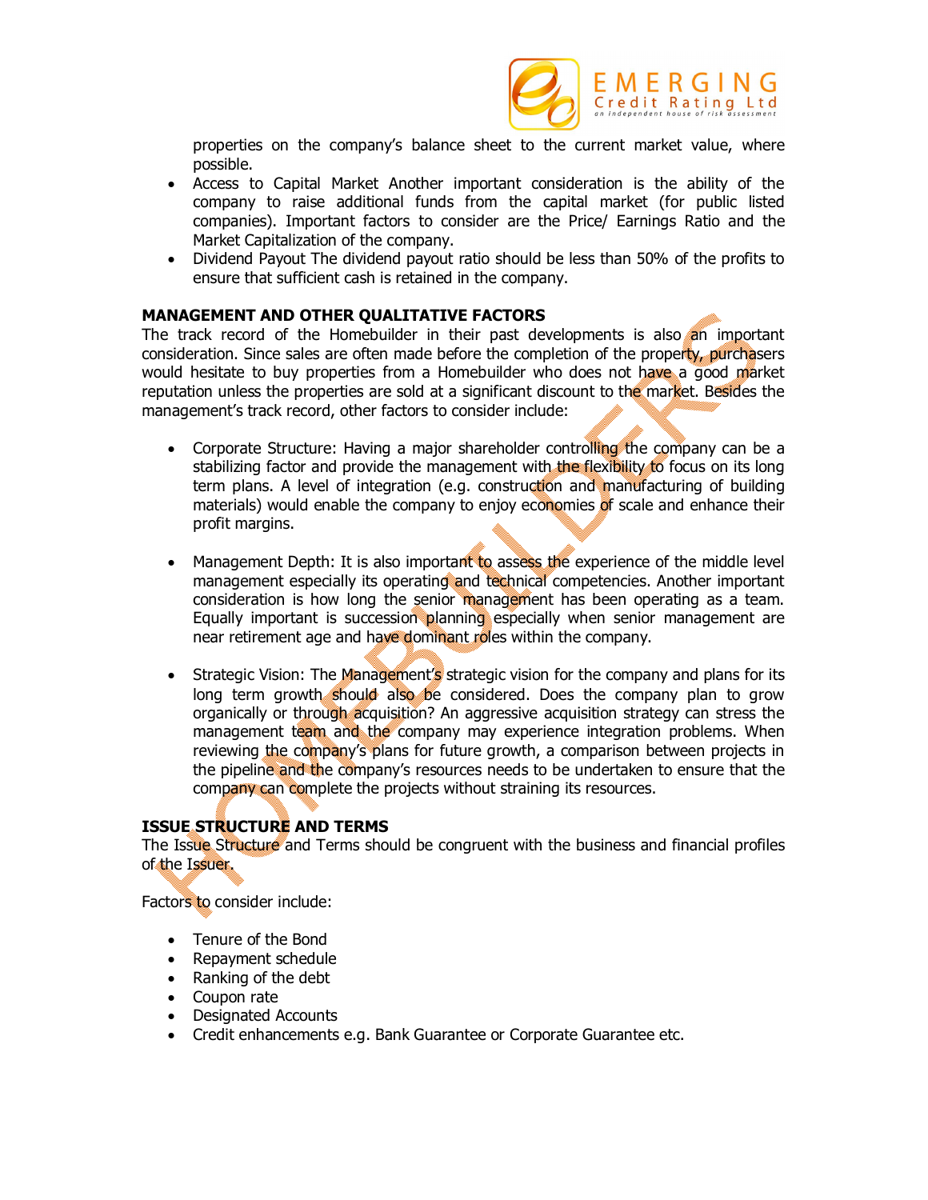properties on the company's balance sheet to the current market value, where possible.

- Access to Capital Market Another important consideration is the ability of the company to raise additional funds from the capital market (for public listed companies). Important factors to consider are the Price/ Earnings Ratio and the Market Capitalization of the company.
- Dividend Payout The dividend payout ratio should be less than 50% of the profits to ensure that sufficient cash is retained in the company.

**MANAGEMENT AND OTHER QUALITATIVE FACTORS**

The track record of the Homebuilder in their past developments is also an important consideration. Since sales are often made before the completion of the property, purchasers would hesitate to buy properties from a Homebuilder who does not have a good market reputation unless the properties are sold at a significant discount to the market. Besides the management's track record, other factors to consider include:

- Corporate Structure: Having a major shareholder controlling the company can be a stabilizing factor and provide the management with the flexibility to focus on its long term plans. A level of integration (e.g. construction and manufacturing of building materials) would enable the company to enjoy economies of scale and enhance their profit margins.

- Management Depth: It is also important to assess the experience of the middle level management especially its operating and technical competencies. Another important consideration is how long the senior management has been operating as a team. Equally important is succession planning especially when senior management are near retirement age and have dominant roles within the company.

- Strategic Vision: The Management's strategic vision for the company and plans for its long term growth should also be considered. Does the company plan to grow organically or through acquisition? An aggressive acquisition strategy can stress the management team and the company may experience integration problems. When reviewing the company's plans for future growth, a comparison between projects in the pipeline and the company's resources needs to be undertaken to ensure that the company can complete the projects without straining its resources.

**ISSUE STRUCTURE AND TERMS**

The Issue Structure and Terms should be congruent with the business and financial profiles of the Issuer.

Factors to consider include:

- Tenure of the Bond
- Repayment schedule
- Ranking of the debt
- Coupon rate
- Designated Accounts
- Credit enhancements e.g. Bank Guarantee or Corporate Guarantee etc.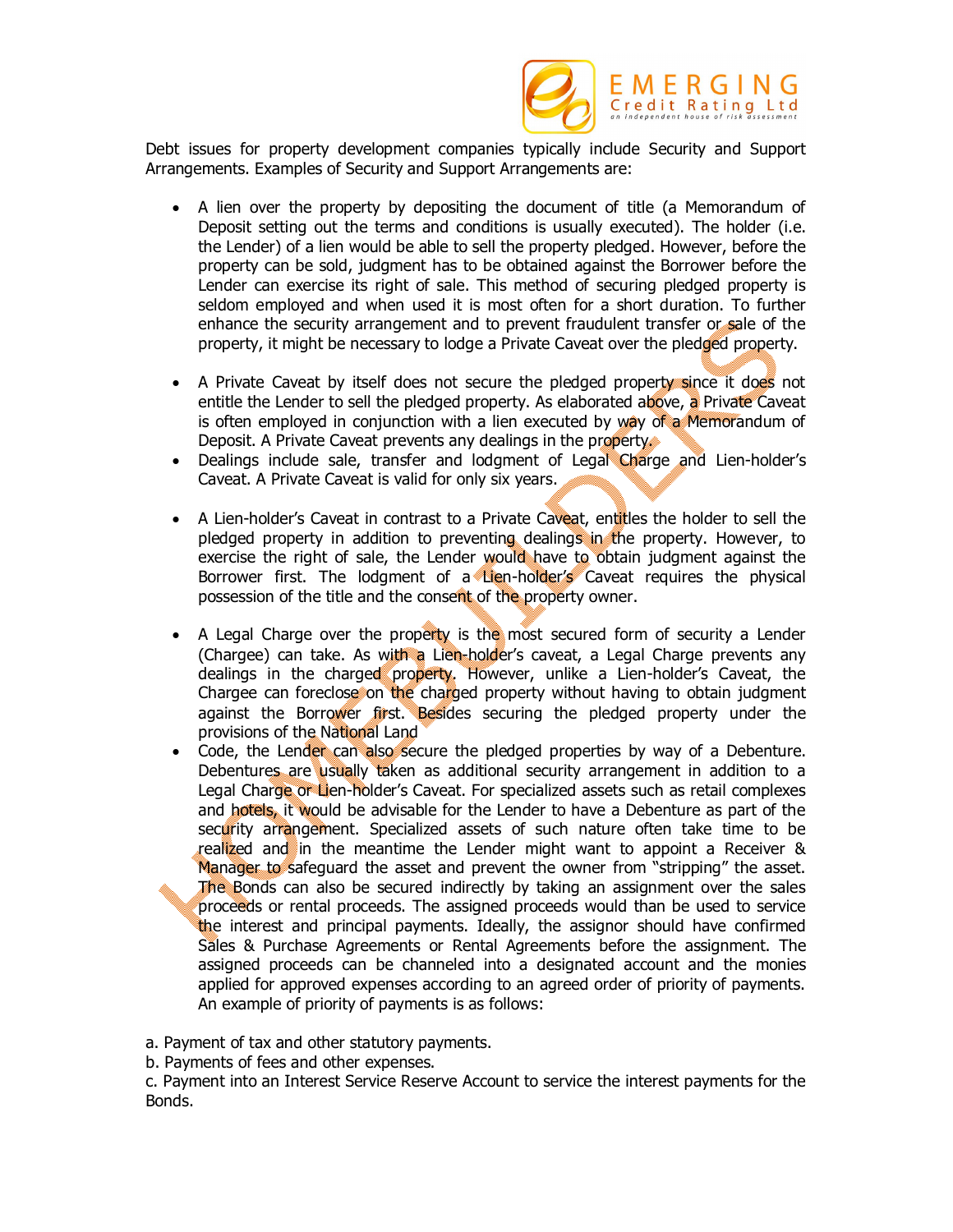Debt issues for property development companies typically include Security and Support Arrangements. Examples of Security and Support Arrangements are:

- A lien over the property by depositing the document of title (a Memorandum of Deposit setting out the terms and conditions is usually executed). The holder (i.e. the Lender) of a lien would be able to sell the property pledged. However, before the property can be sold, judgment has to be obtained against the Borrower before the Lender can exercise its right of sale. This method of securing pledged property is seldom employed and when used it is most often for a short duration. To further enhance the security arrangement and to prevent fraudulent transfer or sale of the property, it might be necessary to lodge a Private Caveat over the pledged property.

- A Private Caveat by itself does not secure the pledged property since it does not entitle the Lender to sell the pledged property. As elaborated above, a Private Caveat is often employed in conjunction with a lien executed by way of a Memorandum of Deposit. A Private Caveat prevents any dealings in the property.
- Dealings include sale, transfer and lodgment of Legal Charge and Lien-holder's Caveat. A Private Caveat is valid for only six years.

- A Lien-holder's Caveat in contrast to a Private Caveat, entitles the holder to sell the pledged property in addition to preventing dealings in the property. However, to exercise the right of sale, the Lender would have to obtain judgment against the Borrower first. The lodgment of a Lien-holder's Caveat requires the physical possession of the title and the consent of the property owner.

- A Legal Charge over the property is the most secured form of security a Lender (Chargee) can take. As with a Lien-holder's caveat, a Legal Charge prevents any dealings in the charged property. However, unlike a Lien-holder's Caveat, the Chargee can foreclose on the charged property without having to obtain judgment against the Borrower first. Besides securing the pledged property under the provisions of the National Land
- Code, the Lender can also secure the pledged properties by way of a Debenture. Debentures are usually taken as additional security arrangement in addition to a Legal Charge or Lien-holder's Caveat. For specialized assets such as retail complexes and hotels, it would be advisable for the Lender to have a Debenture as part of the security arrangement. Specialized assets of such nature often take time to be realized and in the meantime the Lender might want to appoint a Receiver & Manager to safeguard the asset and prevent the owner from "stripping" the asset. The Bonds can also be secured indirectly by taking an assignment over the sales proceeds or rental proceeds. The assigned proceeds would than be used to service the interest and principal payments. Ideally, the assignor should have confirmed Sales & Purchase Agreements or Rental Agreements before the assignment. The assigned proceeds can be channeled into a designated account and the monies applied for approved expenses according to an agreed order of priority of payments. An example of priority of payments is as follows:

a. Payment of tax and other statutory payments.
b. Payments of fees and other expenses.
c. Payment into an Interest Service Reserve Account to service the interest payments for the Bonds.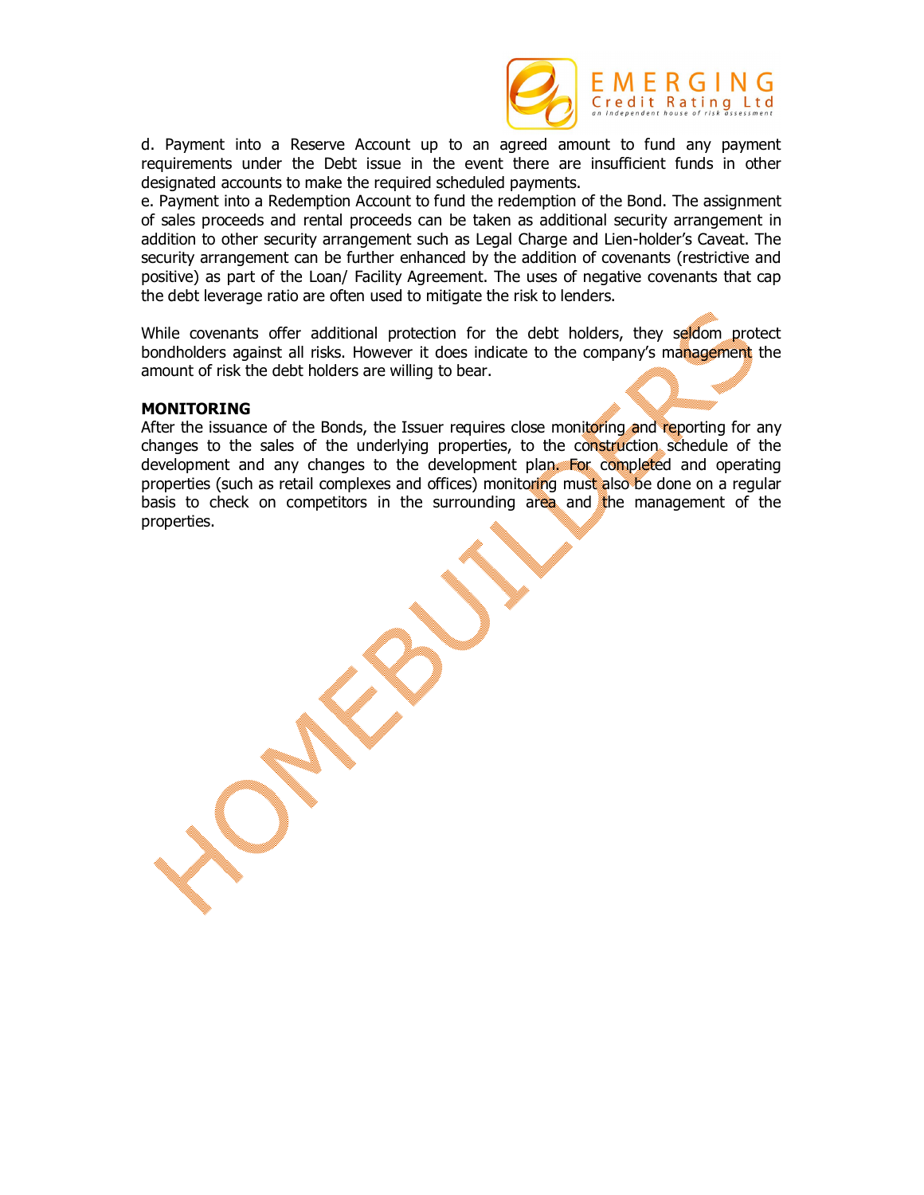d. Payment into a Reserve Account up to an agreed amount to fund any payment requirements under the Debt issue in the event there are insufficient funds in other designated accounts to make the required scheduled payments.

e. Payment into a Redemption Account to fund the redemption of the Bond. The assignment of sales proceeds and rental proceeds can be taken as additional security arrangement in addition to other security arrangement such as Legal Charge and Lien-holder's Caveat. The security arrangement can be further enhanced by the addition of covenants (restrictive and positive) as part of the Loan/ Facility Agreement. The uses of negative covenants that cap the debt leverage ratio are often used to mitigate the risk to lenders.

While covenants offer additional protection for the debt holders, they seldom protect bondholders against all risks. However it does indicate to the company's management the amount of risk the debt holders are willing to bear.

**MONITORING**

After the issuance of the Bonds, the Issuer requires close monitoring and reporting for any changes to the sales of the underlying properties, to the construction schedule of the development and any changes to the development plan. For completed and operating properties (such as retail complexes and offices) monitoring must also be done on a regular basis to check on competitors in the surrounding area and the management of the properties.